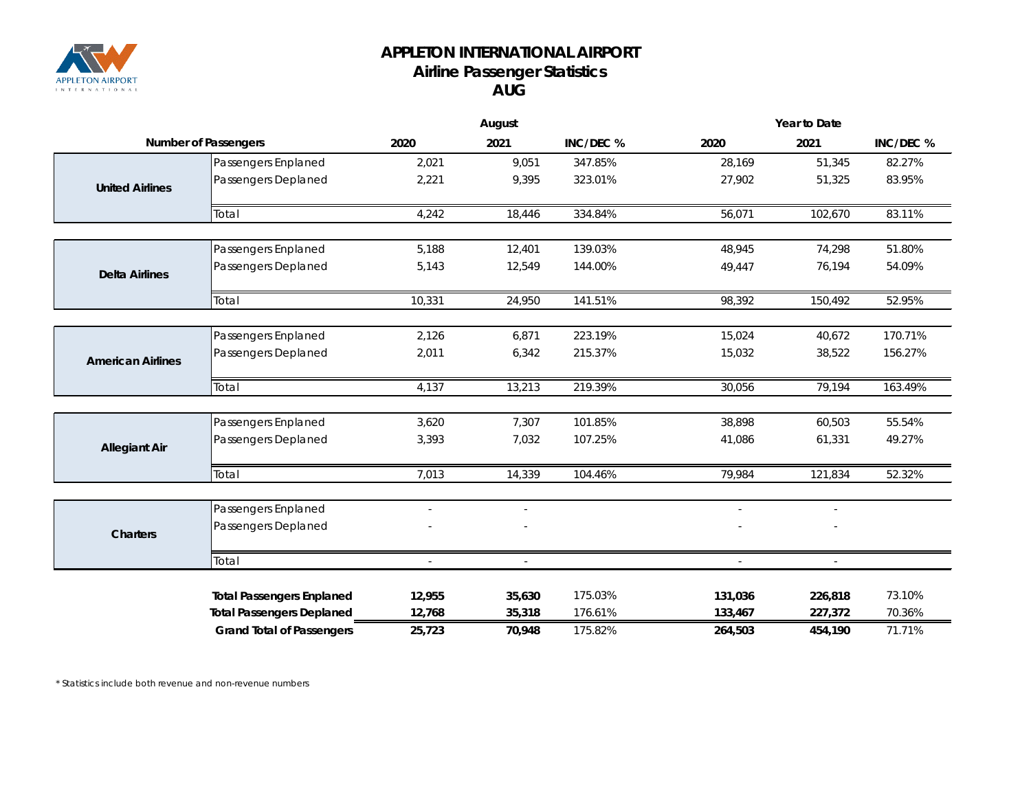# APPLETON INTERNATIONAL AIRPORT
## Airline Passenger Statistics
### AUG

| Number of Passengers | | August | | | Year to Date | | |
|---|---|---|---|---|---|---|---|
| | | 2020 | 2021 | INC/DEC % | 2020 | 2021 | INC/DEC % |
| **United Airlines** | Passengers Enplaned | 2,021 | 9,051 | 347.85% | 28,169 | 51,345 | 82.27% |
| | Passengers Deplaned | 2,221 | 9,395 | 323.01% | 27,902 | 51,325 | 83.95% |
| | Total | 4,242 | 18,446 | 334.84% | 56,071 | 102,670 | 83.11% |
| **Delta Airlines** | Passengers Enplaned | 5,188 | 12,401 | 139.03% | 48,945 | 74,298 | 51.80% |
| | Passengers Deplaned | 5,143 | 12,549 | 144.00% | 49,447 | 76,194 | 54.09% |
| | Total | 10,331 | 24,950 | 141.51% | 98,392 | 150,492 | 52.95% |
| **American Airlines** | Passengers Enplaned | 2,126 | 6,871 | 223.19% | 15,024 | 40,672 | 170.71% |
| | Passengers Deplaned | 2,011 | 6,342 | 215.37% | 15,032 | 38,522 | 156.27% |
| | Total | 4,137 | 13,213 | 219.39% | 30,056 | 79,194 | 163.49% |
| **Allegiant Air** | Passengers Enplaned | 3,620 | 7,307 | 101.85% | 38,898 | 60,503 | 55.54% |
| | Passengers Deplaned | 3,393 | 7,032 | 107.25% | 41,086 | 61,331 | 49.27% |
| | Total | 7,013 | 14,339 | 104.46% | 79,984 | 121,834 | 52.32% |
| **Charters** | Passengers Enplaned | - | - | | - | - | |
| | Passengers Deplaned | - | - | | - | - | |
| | Total | - | - | | - | - | |
| | **Total Passengers Enplaned** | **12,955** | **35,630** | 175.03% | **131,036** | **226,818** | 73.10% |
| | **Total Passengers Deplaned** | **12,768** | **35,318** | 176.61% | **133,467** | **227,372** | 70.36% |
| | **Grand Total of Passengers** | **25,723** | **70,948** | 175.82% | **264,503** | **454,190** | 71.71% |

*Statistics include both revenue and non-revenue numbers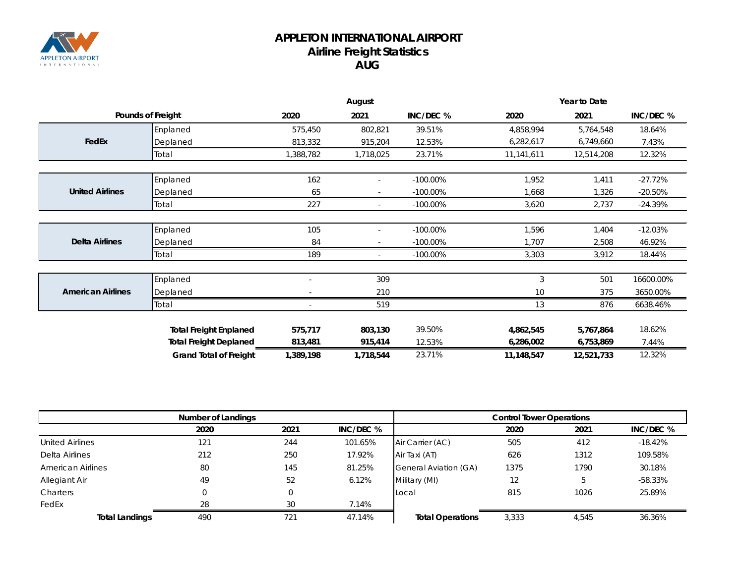# APPLETON INTERNATIONAL AIRPORT
## Airline Freight Statistics
## AUG

| Pounds of Freight | | August | | | Year to Date | | |
|---|---|---|---|---|---|---|---|
| | | 2020 | 2021 | INC/DEC % | 2020 | 2021 | INC/DEC % |
| FedEx | Enplaned | 575,450 | 802,821 | 39.51% | 4,858,994 | 5,764,548 | 18.64% |
| | Deplaned | 813,332 | 915,204 | 12.53% | 6,282,617 | 6,749,660 | 7.43% |
| | Total | 1,388,782 | 1,718,025 | 23.71% | 11,141,611 | 12,514,208 | 12.32% |
| United Airlines | Enplaned | 162 | - | -100.00% | 1,952 | 1,411 | -27.72% |
| | Deplaned | 65 | - | -100.00% | 1,668 | 1,326 | -20.50% |
| | Total | 227 | - | -100.00% | 3,620 | 2,737 | -24.39% |
| Delta Airlines | Enplaned | 105 | - | -100.00% | 1,596 | 1,404 | -12.03% |
| | Deplaned | 84 | - | -100.00% | 1,707 | 2,508 | 46.92% |
| | Total | 189 | - | -100.00% | 3,303 | 3,912 | 18.44% |
| American Airlines | Enplaned | - | 309 | | 3 | 501 | 16600.00% |
| | Deplaned | - | 210 | | 10 | 375 | 3650.00% |
| | Total | - | 519 | | 13 | 876 | 6638.46% |
| | **Total Freight Enplaned** | **575,717** | **803,130** | 39.50% | **4,862,545** | **5,767,864** | 18.62% |
| | **Total Freight Deplaned** | **813,481** | **915,414** | 12.53% | **6,286,002** | **6,753,869** | 7.44% |
| | **Grand Total of Freight** | **1,389,198** | **1,718,544** | 23.71% | **11,148,547** | **12,521,733** | 12.32% |

| Number of Landings | | | | Control Tower Operations | | | |
|---|---|---|---|---|---|---|---|
| | 2020 | 2021 | INC/DEC % | | 2020 | 2021 | INC/DEC % |
| United Airlines | 121 | 244 | 101.65% | Air Carrier (AC) | 505 | 412 | -18.42% |
| Delta Airlines | 212 | 250 | 17.92% | Air Taxi (AT) | 626 | 1312 | 109.58% |
| American Airlines | 80 | 145 | 81.25% | General Aviation (GA) | 1375 | 1790 | 30.18% |
| Allegiant Air | 49 | 52 | 6.12% | Military (MI) | 12 | 5 | -58.33% |
| Charters | 0 | 0 | | Local | 815 | 1026 | 25.89% |
| FedEx | 28 | 30 | 7.14% | | | | |
| **Total Landings** | 490 | 721 | 47.14% | **Total Operations** | 3,333 | 4,545 | 36.36% |